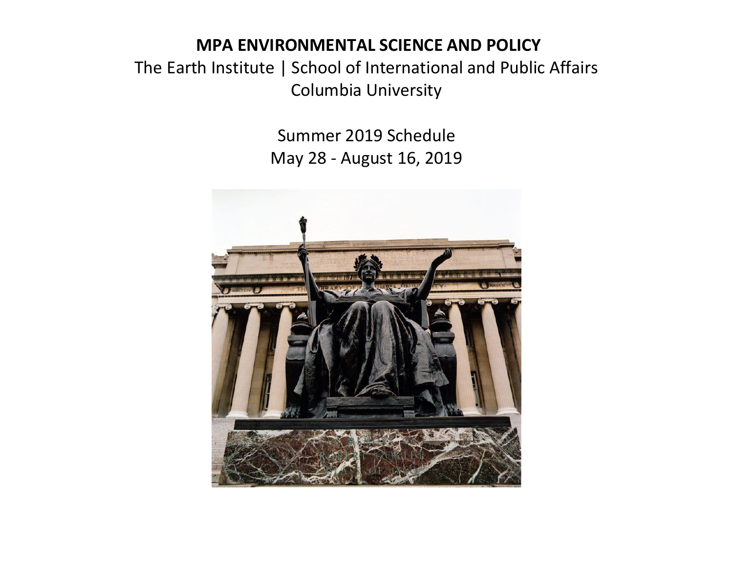# MPA ENVIRONMENTAL SCIENCE AND POLICY

The Earth Institute | School of International and Public Affairs
Columbia University

Summer 2019 Schedule
May 28 - August 16, 2019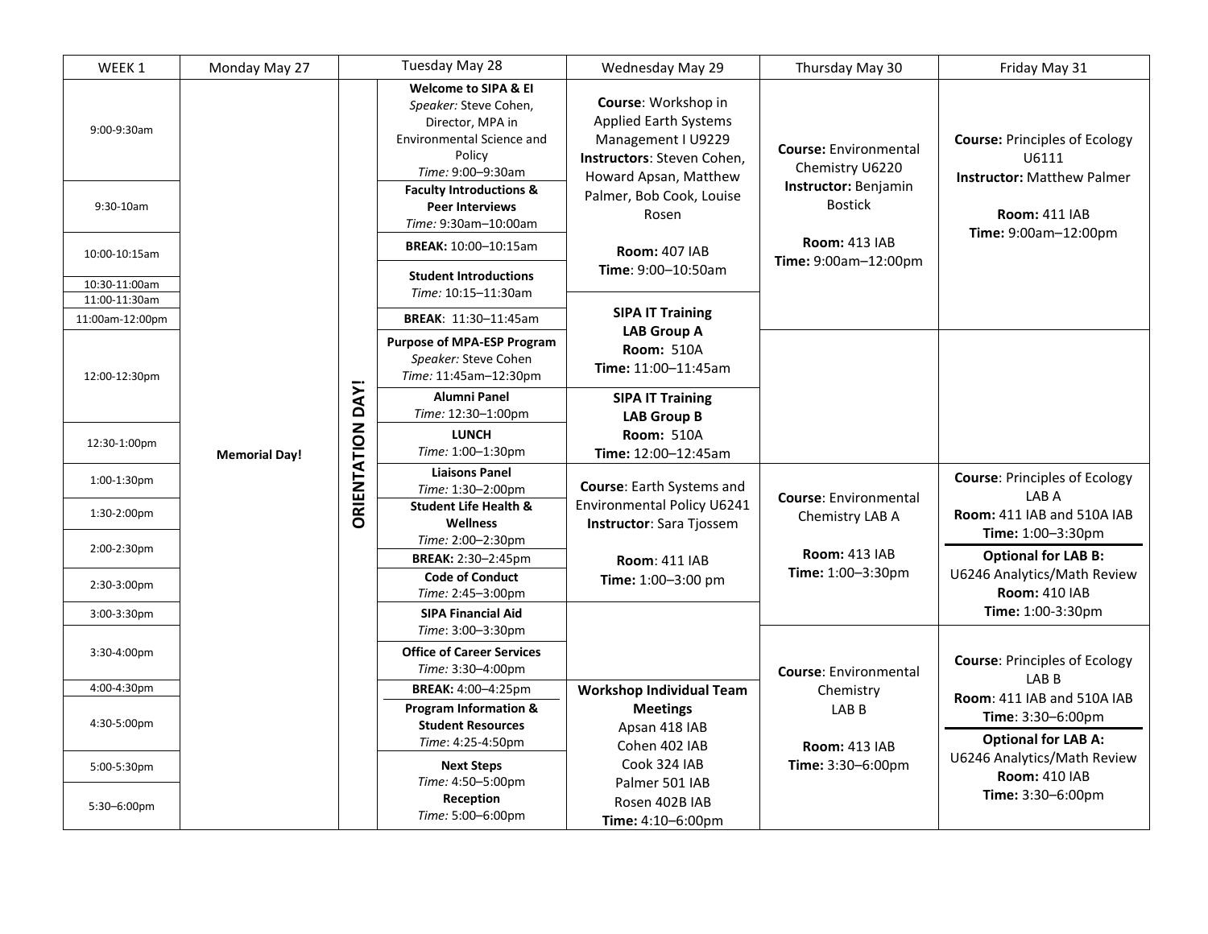| WEEK 1 | Monday May 27 | Tuesday May 28 | Wednesday May 29 | Thursday May 30 | Friday May 31 |
|---|---|---|---|---|---|
| 9:00-9:30am | **Memorial Day!** | **ORIENTATION DAY!** **Welcome to SIPA & EI** *Speaker:* Steve Cohen, Director, MPA in Environmental Science and Policy *Time:* 9:00–9:30am | **Course**: Workshop in Applied Earth Systems Management I U9229 **Instructors**: Steven Cohen, Howard Apsan, Matthew Palmer, Bob Cook, Louise Rosen **Room:** 407 IAB **Time**: 9:00–10:50am | **Course:** Environmental Chemistry U6220 **Instructor:** Benjamin Bostick **Room:** 413 IAB **Time:** 9:00am–12:00pm | **Course:** Principles of Ecology U6111 **Instructor:** Matthew Palmer **Room:** 411 IAB **Time:** 9:00am–12:00pm |
| 9:30-10am | | **Faculty Introductions & Peer Interviews** *Time:* 9:30am–10:00am | | | |
| 10:00-10:15am | | **BREAK:** 10:00–10:15am | | | |
| 10:30-11:00am | | **Student Introductions** *Time:* 10:15–11:30am | | | |
| 11:00-11:30am | | | **SIPA IT Training LAB Group A** **Room:** 510A **Time:** 11:00–11:45am | | |
| 11:00am-12:00pm | | **BREAK**: 11:30–11:45am | | | |
| 12:00-12:30pm | | **Purpose of MPA-ESP Program** *Speaker:* Steve Cohen *Time:* 11:45am–12:30pm | | | |
| | | **Alumni Panel** *Time:* 12:30–1:00pm | **SIPA IT Training LAB Group B** **Room:** 510A **Time:** 12:00–12:45am | | |
| 12:30-1:00pm | | **LUNCH** *Time:* 1:00–1:30pm | | | |
| 1:00-1:30pm | | **Liaisons Panel** *Time:* 1:30–2:00pm | **Course**: Earth Systems and Environmental Policy U6241 **Instructor**: Sara Tjossem **Room**: 411 IAB **Time:** 1:00–3:00 pm | **Course**: Environmental Chemistry LAB A **Room:** 413 IAB **Time:** 1:00–3:30pm | **Course**: Principles of Ecology LAB A **Room:** 411 IAB and 510A IAB **Time:** 1:00–3:30pm **Optional for LAB B:** U6246 Analytics/Math Review **Room:** 410 IAB **Time:** 1:00-3:30pm |
| 1:30-2:00pm | | **Student Life Health & Wellness** *Time:* 2:00–2:30pm | | | |
| 2:00-2:30pm | | **BREAK:** 2:30–2:45pm | | | |
| 2:30-3:00pm | | **Code of Conduct** *Time:* 2:45–3:00pm | | | |
| 3:00-3:30pm | | **SIPA Financial Aid** *Time*: 3:00–3:30pm | | | |
| 3:30-4:00pm | | **Office of Career Services** *Time:* 3:30–4:00pm | | **Course**: Environmental Chemistry LAB B **Room:** 413 IAB **Time:** 3:30–6:00pm | **Course**: Principles of Ecology LAB B **Room**: 411 IAB and 510A IAB **Time**: 3:30–6:00pm **Optional for LAB A:** U6246 Analytics/Math Review **Room:** 410 IAB **Time:** 3:30–6:00pm |
| 4:00-4:30pm | | **BREAK:** 4:00–4:25pm | **Workshop Individual Team Meetings** Apsan 418 IAB Cohen 402 IAB Cook 324 IAB Palmer 501 IAB Rosen 402B IAB **Time:** 4:10–6:00pm | | |
| 4:30-5:00pm | | **Program Information & Student Resources** *Time*: 4:25-4:50pm | | | |
| 5:00-5:30pm | | **Next Steps** *Time:* 4:50–5:00pm | | | |
| 5:30–6:00pm | | **Reception** *Time:* 5:00–6:00pm | | | |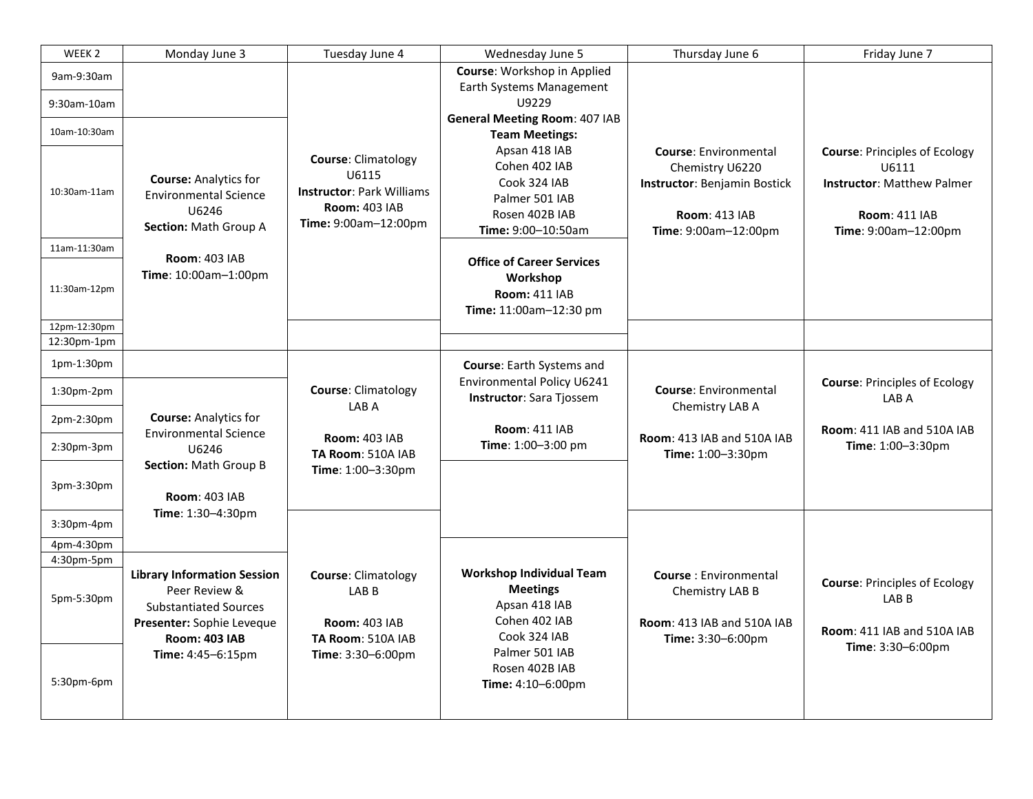| WEEK 2 | Monday June 3 | Tuesday June 4 | Wednesday June 5 | Thursday June 6 | Friday June 7 |
|---|---|---|---|---|---|
| 9am-9:30am | | **Course**: Climatology U6115 **Instructor**: Park Williams **Room:** 403 IAB **Time:** 9:00am–12:00pm | **Course**: Workshop in Applied Earth Systems Management U9229 **General Meeting Room**: 407 IAB **Team Meetings:** Apsan 418 IAB Cohen 402 IAB Cook 324 IAB Palmer 501 IAB Rosen 402B IAB **Time:** 9:00–10:50am | **Course**: Environmental Chemistry U6220 **Instructor**: Benjamin Bostick **Room**: 413 IAB **Time**: 9:00am–12:00pm | **Course**: Principles of Ecology U6111 **Instructor**: Matthew Palmer **Room**: 411 IAB **Time**: 9:00am–12:00pm |
| 9:30am-10am | | | | | |
| 10am-10:30am | **Course:** Analytics for Environmental Science U6246 **Section:** Math Group A **Room**: 403 IAB **Time**: 10:00am–1:00pm | | | | |
| 10:30am-11am | | | | | |
| 11am-11:30am | | | **Office of Career Services Workshop** **Room:** 411 IAB **Time:** 11:00am–12:30 pm | | |
| 11:30am-12pm | | | | | |
| 12pm-12:30pm | | | | | |
| 12:30pm-1pm | | | | | |
| 1pm-1:30pm | | **Course**: Climatology LAB A **Room:** 403 IAB **TA Room**: 510A IAB **Time**: 1:00–3:30pm | **Course**: Earth Systems and Environmental Policy U6241 **Instructor**: Sara Tjossem **Room**: 411 IAB **Time**: 1:00–3:00 pm | **Course**: Environmental Chemistry LAB A **Room**: 413 IAB and 510A IAB **Time:** 1:00–3:30pm | **Course**: Principles of Ecology LAB A **Room**: 411 IAB and 510A IAB **Time**: 1:00–3:30pm |
| 1:30pm-2pm | **Course:** Analytics for Environmental Science U6246 **Section:** Math Group B **Room**: 403 IAB **Time**: 1:30–4:30pm | | | | |
| 2pm-2:30pm | | | | | |
| 2:30pm-3pm | | | | | |
| 3pm-3:30pm | | | | | |
| 3:30pm-4pm | | **Course**: Climatology LAB B **Room:** 403 IAB **TA Room**: 510A IAB **Time**: 3:30–6:00pm | | **Course** : Environmental Chemistry LAB B **Room**: 413 IAB and 510A IAB **Time:** 3:30–6:00pm | **Course**: Principles of Ecology LAB B **Room**: 411 IAB and 510A IAB **Time**: 3:30–6:00pm |
| 4pm-4:30pm | | | **Workshop Individual Team Meetings** Apsan 418 IAB Cohen 402 IAB Cook 324 IAB Palmer 501 IAB Rosen 402B IAB **Time:** 4:10–6:00pm | | |
| 4:30pm-5pm | **Library Information Session** Peer Review & Substantiated Sources **Presenter:** Sophie Leveque **Room: 403 IAB** **Time:** 4:45–6:15pm | | | | |
| 5pm-5:30pm | | | | | |
| 5:30pm-6pm | | | | | |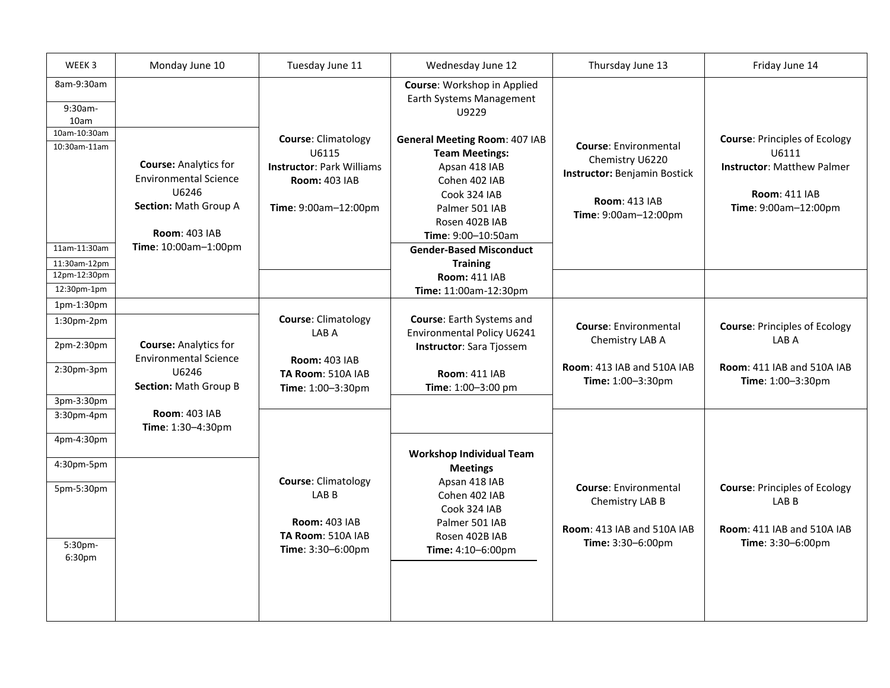| WEEK 3 | Monday June 10 | Tuesday June 11 | Wednesday June 12 | Thursday June 13 | Friday June 14 |
|---|---|---|---|---|---|
| 8am-9:30am | | **Course**: Climatology U6115 **Instructor**: Park Williams **Room:** 403 IAB **Time**: 9:00am–12:00pm | **Course**: Workshop in Applied Earth Systems Management U9229 **General Meeting Room**: 407 IAB **Team Meetings:** Apsan 418 IAB, Cohen 402 IAB, Cook 324 IAB, Palmer 501 IAB, Rosen 402B IAB **Time**: 9:00–10:50am | **Course**: Environmental Chemistry U6220 **Instructor:** Benjamin Bostick **Room**: 413 IAB **Time**: 9:00am–12:00pm | **Course**: Principles of Ecology U6111 **Instructor**: Matthew Palmer **Room**: 411 IAB **Time**: 9:00am–12:00pm |
| 9:30am-10am | | | | | |
| 10am-10:30am | **Course:** Analytics for Environmental Science U6246 **Section:** Math Group A **Room**: 403 IAB **Time**: 10:00am–1:00pm | | | | |
| 10:30am-11am | | | | | |
| 11am-11:30am | | | **Gender-Based Misconduct Training** **Room:** 411 IAB **Time:** 11:00am-12:30pm | | |
| 11:30am-12pm | | | | | |
| 12pm-12:30pm | | | | | |
| 12:30pm-1pm | | | | | |
| 1pm-1:30pm | | **Course**: Climatology LAB A **Room:** 403 IAB **TA Room**: 510A IAB **Time**: 1:00–3:30pm | **Course**: Earth Systems and Environmental Policy U6241 **Instructor**: Sara Tjossem **Room**: 411 IAB **Time**: 1:00–3:00 pm | **Course**: Environmental Chemistry LAB A **Room**: 413 IAB and 510A IAB **Time:** 1:00–3:30pm | **Course**: Principles of Ecology LAB A **Room**: 411 IAB and 510A IAB **Time**: 1:00–3:30pm |
| 1:30pm-2pm | **Course:** Analytics for Environmental Science U6246 **Section:** Math Group B **Room**: 403 IAB **Time**: 1:30–4:30pm | | | | |
| 2pm-2:30pm | | | | | |
| 2:30pm-3pm | | | | | |
| 3pm-3:30pm | | | | | |
| 3:30pm-4pm | | **Course**: Climatology LAB B **Room:** 403 IAB **TA Room**: 510A IAB **Time**: 3:30–6:00pm | | **Course**: Environmental Chemistry LAB B **Room**: 413 IAB and 510A IAB **Time:** 3:30–6:00pm | **Course**: Principles of Ecology LAB B **Room**: 411 IAB and 510A IAB **Time**: 3:30–6:00pm |
| 4pm-4:30pm | | | **Workshop Individual Team Meetings** Apsan 418 IAB, Cohen 402 IAB, Cook 324 IAB, Palmer 501 IAB, Rosen 402B IAB **Time:** 4:10–6:00pm | | |
| 4:30pm-5pm | | | | | |
| 5pm-5:30pm | | | | | |
| 5:30pm-6:30pm | | | | | |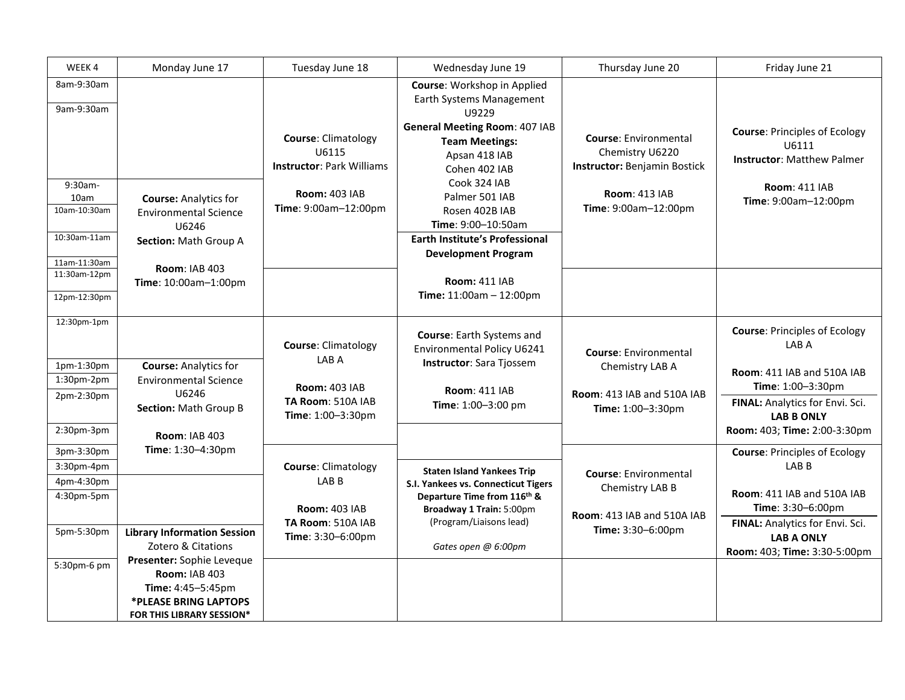| WEEK 4 | Monday June 17 | Tuesday June 18 | Wednesday June 19 | Thursday June 20 | Friday June 21 |
|---|---|---|---|---|---|
| 8am-9:30am<br>9am-9:30am | | **Course**: Climatology U6115<br>**Instructor**: Park Williams<br><br>**Room:** 403 IAB<br>**Time**: 9:00am–12:00pm | **Course**: Workshop in Applied Earth Systems Management U9229<br>**General Meeting Room**: 407 IAB<br>**Team Meetings:**<br>Apsan 418 IAB<br>Cohen 402 IAB<br>Cook 324 IAB<br>Palmer 501 IAB<br>Rosen 402B IAB<br>**Time**: 9:00–10:50am | **Course**: Environmental Chemistry U6220<br>**Instructor:** Benjamin Bostick<br><br>**Room**: 413 IAB<br>**Time**: 9:00am–12:00pm | **Course**: Principles of Ecology U6111<br>**Instructor**: Matthew Palmer<br><br>**Room**: 411 IAB<br>**Time**: 9:00am–12:00pm |
| 9:30am-10am<br>10am-10:30am<br>10:30am-11am<br>11am-11:30am | **Course:** Analytics for Environmental Science U6246<br>**Section:** Math Group A<br><br>**Room**: IAB 403<br>**Time**: 10:00am–1:00pm | | **Earth Institute's Professional Development Program**<br><br>**Room:** 411 IAB<br>**Time:** 11:00am – 12:00pm | | |
| 11:30am-12pm<br>12pm-12:30pm | | | | | |
| 12:30pm-1pm | | **Course**: Climatology LAB A<br><br>**Room:** 403 IAB<br>**TA Room**: 510A IAB<br>**Time**: 1:00–3:30pm | **Course**: Earth Systems and Environmental Policy U6241<br>**Instructor**: Sara Tjossem<br><br>**Room**: 411 IAB<br>**Time**: 1:00–3:00 pm | **Course**: Environmental Chemistry LAB A<br><br>**Room**: 413 IAB and 510A IAB<br>**Time:** 1:00–3:30pm | **Course**: Principles of Ecology LAB A<br><br>**Room**: 411 IAB and 510A IAB<br>**Time**: 1:00–3:30pm<br>**FINAL:** Analytics for Envi. Sci. **LAB B ONLY**<br>**Room:** 403; **Time:** 2:00-3:30pm |
| 1pm-1:30pm<br>1:30pm-2pm<br>2pm-2:30pm<br>2:30pm-3pm | **Course:** Analytics for Environmental Science U6246<br>**Section:** Math Group B<br><br>**Room**: IAB 403<br>**Time**: 1:30–4:30pm | | | | |
| 3pm-3:30pm<br>3:30pm-4pm | | **Course**: Climatology LAB B<br><br>**Room:** 403 IAB<br>**TA Room**: 510A IAB<br>**Time**: 3:30–6:00pm | **Staten Island Yankees Trip**<br>**S.I. Yankees vs. Connecticut Tigers**<br>**Departure Time from 116th & Broadway 1 Train:** 5:00pm<br>(Program/Liaisons lead)<br><br>*Gates open @ 6:00pm* | **Course**: Environmental Chemistry LAB B<br><br>**Room**: 413 IAB and 510A IAB<br>**Time:** 3:30–6:00pm | **Course**: Principles of Ecology LAB B<br><br>**Room**: 411 IAB and 510A IAB<br>**Time**: 3:30–6:00pm<br>**FINAL:** Analytics for Envi. Sci. **LAB A ONLY**<br>**Room:** 403; **Time:** 3:30-5:00pm |
| 4pm-4:30pm<br>4:30pm-5pm | | | | | |
| 5pm-5:30pm<br>5:30pm-6 pm | **Library Information Session**<br>Zotero & Citations<br>**Presenter:** Sophie Leveque<br>**Room:** IAB 403<br>**Time:** 4:45–5:45pm<br>***PLEASE BRING LAPTOPS FOR THIS LIBRARY SESSION*** | | | | |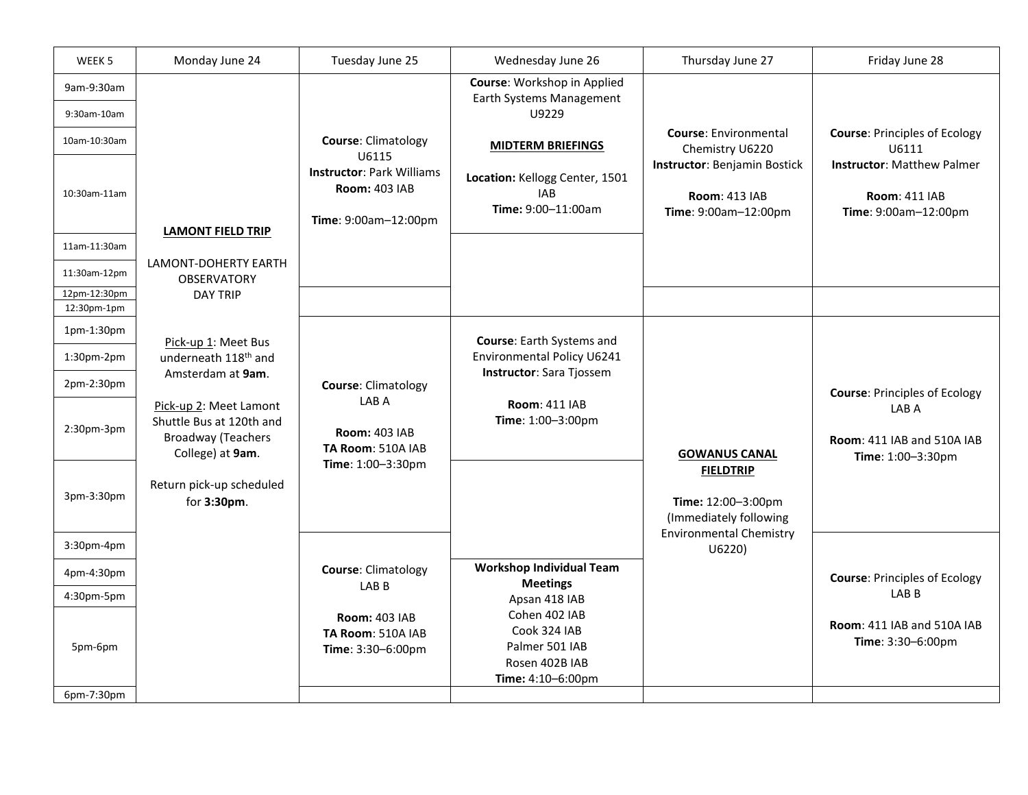| WEEK 5 | Monday June 24 | Tuesday June 25 | Wednesday June 26 | Thursday June 27 | Friday June 28 |
|---|---|---|---|---|---|
| 9am-9:30am<br>9:30am-10am<br>10am-10:30am<br>10:30am-11am<br>11am-11:30am<br>11:30am-12pm | **LAMONT FIELD TRIP**<br><br>LAMONT-DOHERTY EARTH OBSERVATORY DAY TRIP<br><br>Pick-up 1: Meet Bus underneath 118th and Amsterdam at **9am**.<br><br>Pick-up 2: Meet Lamont Shuttle Bus at 120th and Broadway (Teachers College) at **9am**.<br><br>Return pick-up scheduled for **3:30pm**. | **Course**: Climatology U6115<br>**Instructor**: Park Williams<br>**Room:** 403 IAB<br><br>**Time**: 9:00am–12:00pm | **Course**: Workshop in Applied Earth Systems Management U9229<br><br>**MIDTERM BRIEFINGS**<br><br>**Location:** Kellogg Center, 1501 IAB<br>**Time:** 9:00–11:00am | **Course**: Environmental Chemistry U6220<br>**Instructor**: Benjamin Bostick<br><br>**Room**: 413 IAB<br>**Time**: 9:00am–12:00pm | **Course**: Principles of Ecology U6111<br>**Instructor**: Matthew Palmer<br><br>**Room**: 411 IAB<br>**Time**: 9:00am–12:00pm |
| 12pm-12:30pm<br>12:30pm-1pm | | | | | |
| 1pm-1:30pm<br>1:30pm-2pm<br>2pm-2:30pm<br>2:30pm-3pm<br>3pm-3:30pm | | **Course**: Climatology LAB A<br><br>**Room:** 403 IAB<br>**TA Room**: 510A IAB<br>**Time**: 1:00–3:30pm | **Course**: Earth Systems and Environmental Policy U6241<br>**Instructor**: Sara Tjossem<br><br>**Room**: 411 IAB<br>**Time**: 1:00–3:00pm | **GOWANUS CANAL FIELDTRIP**<br><br>**Time:** 12:00–3:00pm (Immediately following Environmental Chemistry U6220) | **Course**: Principles of Ecology LAB A<br><br>**Room**: 411 IAB and 510A IAB<br>**Time**: 1:00–3:30pm |
| 3:30pm-4pm<br>4pm-4:30pm<br>4:30pm-5pm<br>5pm-6pm | | **Course**: Climatology LAB B<br><br>**Room:** 403 IAB<br>**TA Room**: 510A IAB<br>**Time**: 3:30–6:00pm | **Workshop Individual Team Meetings**<br>Apsan 418 IAB<br>Cohen 402 IAB<br>Cook 324 IAB<br>Palmer 501 IAB<br>Rosen 402B IAB<br>**Time:** 4:10–6:00pm | | **Course**: Principles of Ecology LAB B<br><br>**Room**: 411 IAB and 510A IAB<br>**Time**: 3:30–6:00pm |
| 6pm-7:30pm | | | | | |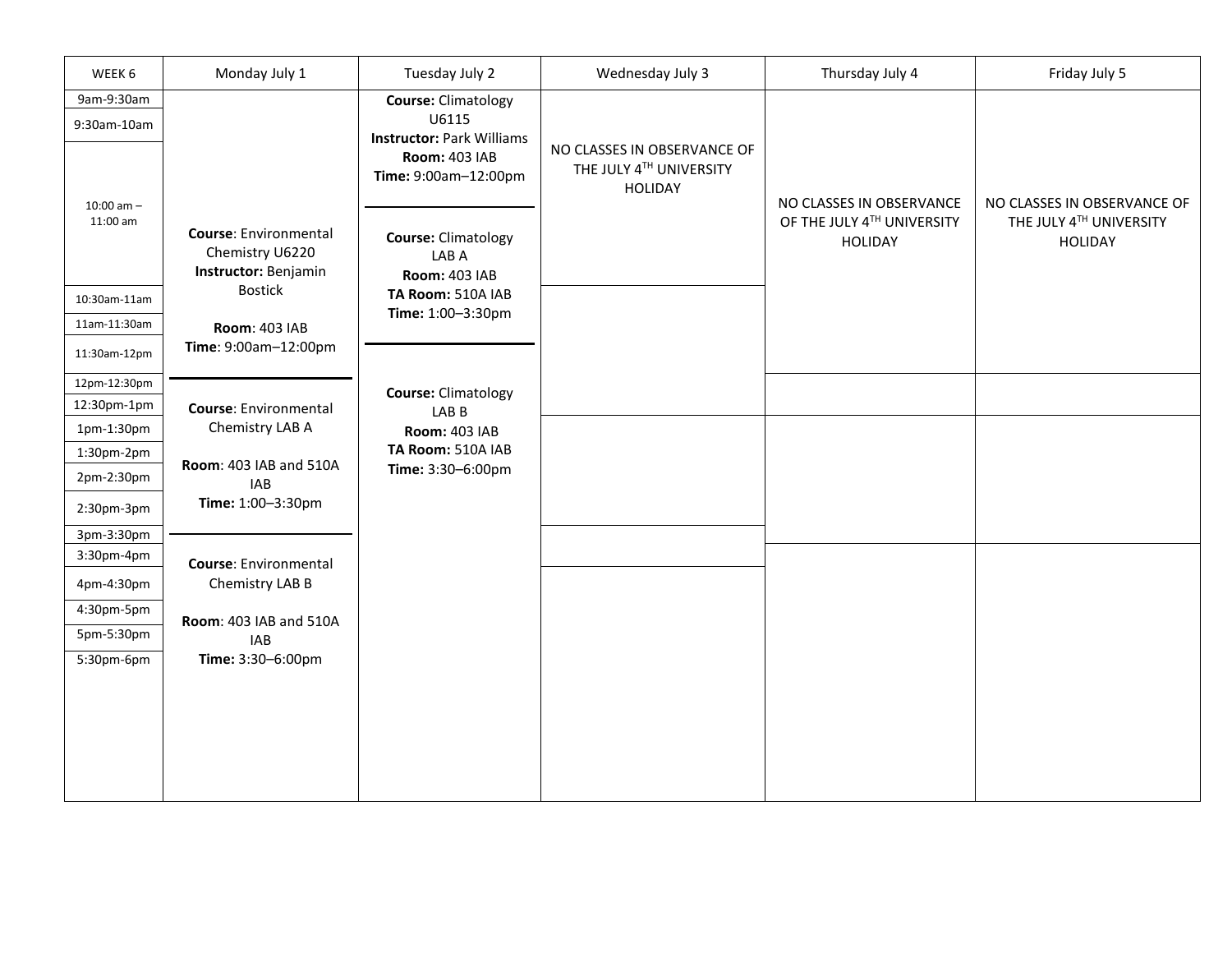| WEEK 6 | Monday July 1 | Tuesday July 2 | Wednesday July 3 | Thursday July 4 | Friday July 5 |
|---|---|---|---|---|---|
| 9am-9:30am | **Course**: Environmental Chemistry U6220 **Instructor:** Benjamin Bostick **Room**: 403 IAB **Time**: 9:00am–12:00pm | **Course:** Climatology U6115 **Instructor:** Park Williams **Room:** 403 IAB **Time:** 9:00am–12:00pm | NO CLASSES IN OBSERVANCE OF THE JULY 4TH UNIVERSITY HOLIDAY | NO CLASSES IN OBSERVANCE OF THE JULY 4TH UNIVERSITY HOLIDAY | NO CLASSES IN OBSERVANCE OF THE JULY 4TH UNIVERSITY HOLIDAY |
| 9:30am-10am | | | | | |
| 10:00 am – 11:00 am | | | | | |
| 10:30am-11am | | | | | |
| 11am-11:30am | | | | | |
| 11:30am-12pm | | | | | |
| 12pm-12:30pm | | | | | |
| 12:30pm-1pm | | | | | |
| 1pm-1:30pm | **Course**: Environmental Chemistry LAB A **Room**: 403 IAB and 510A IAB **Time:** 1:00–3:30pm | **Course:** Climatology LAB A **Room:** 403 IAB **TA Room:** 510A IAB **Time:** 1:00–3:30pm | | | |
| 1:30pm-2pm | | | | | |
| 2pm-2:30pm | | | | | |
| 2:30pm-3pm | | | | | |
| 3pm-3:30pm | | | | | |
| 3:30pm-4pm | **Course**: Environmental Chemistry LAB B **Room**: 403 IAB and 510A IAB **Time:** 3:30–6:00pm | **Course:** Climatology LAB B **Room:** 403 IAB **TA Room:** 510A IAB **Time:** 3:30–6:00pm | | | |
| 4pm-4:30pm | | | | | |
| 4:30pm-5pm | | | | | |
| 5pm-5:30pm | | | | | |
| 5:30pm-6pm | | | | | |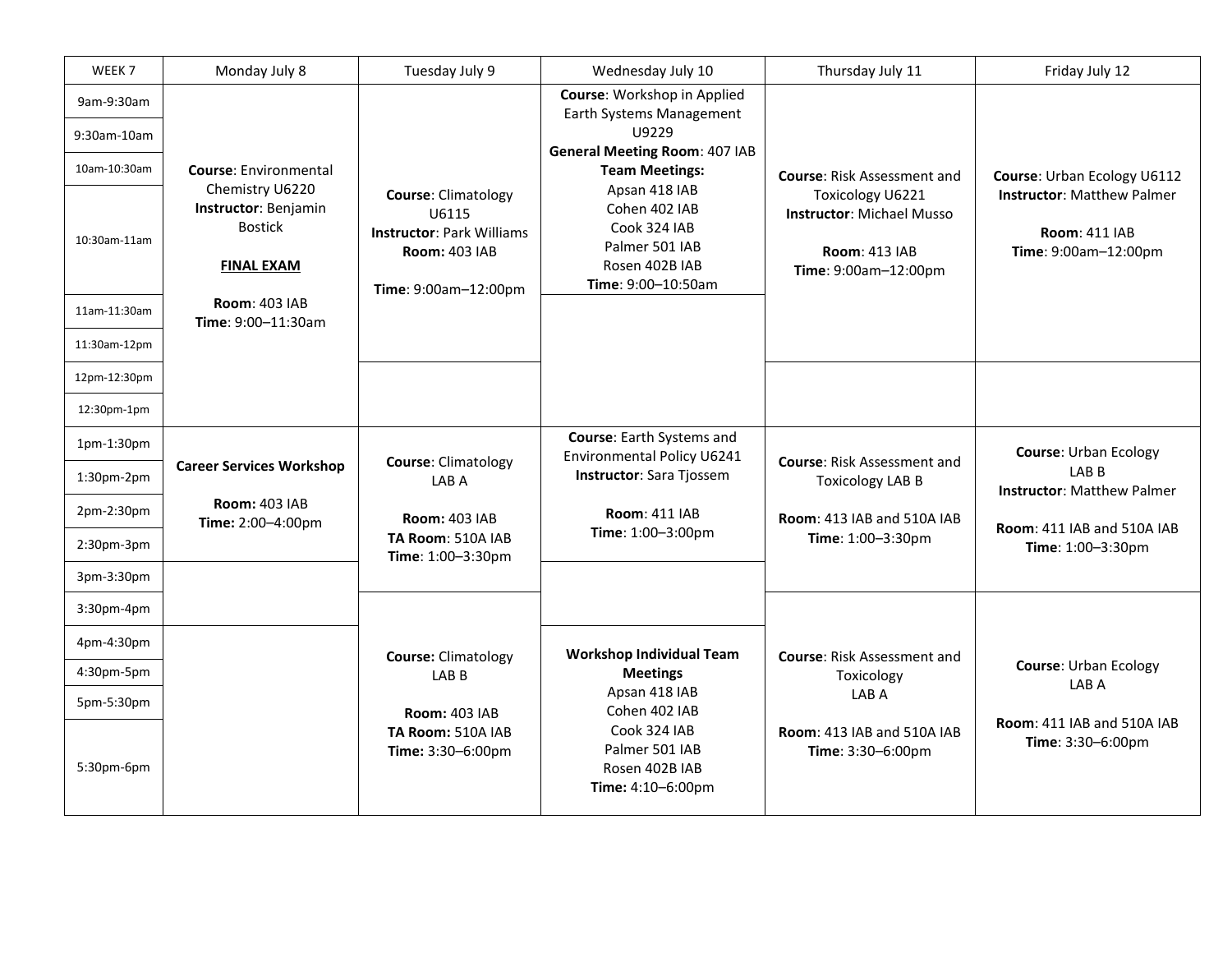| WEEK 7 | Monday July 8 | Tuesday July 9 | Wednesday July 10 | Thursday July 11 | Friday July 12 |
|---|---|---|---|---|---|
| 9am-9:30am<br>9:30am-10am<br>10am-10:30am<br>10:30am-11am<br>11am-11:30am<br>11:30am-12pm | **Course**: Environmental Chemistry U6220<br>**Instructor**: Benjamin Bostick<br><br>**FINAL EXAM**<br><br>**Room**: 403 IAB<br>**Time**: 9:00–11:30am | **Course**: Climatology U6115<br>**Instructor**: Park Williams<br>**Room:** 403 IAB<br><br>**Time**: 9:00am–12:00pm | **Course**: Workshop in Applied Earth Systems Management U9229<br>**General Meeting Room**: 407 IAB<br>**Team Meetings:**<br>Apsan 418 IAB<br>Cohen 402 IAB<br>Cook 324 IAB<br>Palmer 501 IAB<br>Rosen 402B IAB<br>**Time**: 9:00–10:50am | **Course**: Risk Assessment and Toxicology U6221<br>**Instructor**: Michael Musso<br><br>**Room**: 413 IAB<br>**Time**: 9:00am–12:00pm | **Course**: Urban Ecology U6112<br>**Instructor**: Matthew Palmer<br><br>**Room**: 411 IAB<br>**Time**: 9:00am–12:00pm |
| 12pm-12:30pm<br>12:30pm-1pm | | | | | |
| 1pm-1:30pm<br>1:30pm-2pm<br>2pm-2:30pm<br>2:30pm-3pm | **Career Services Workshop**<br><br>**Room:** 403 IAB<br>**Time:** 2:00–4:00pm | **Course**: Climatology LAB A<br><br>**Room:** 403 IAB<br>**TA Room**: 510A IAB<br>**Time**: 1:00–3:30pm | **Course**: Earth Systems and Environmental Policy U6241<br>**Instructor**: Sara Tjossem<br><br>**Room**: 411 IAB<br>**Time**: 1:00–3:00pm | **Course**: Risk Assessment and Toxicology LAB B<br><br>**Room**: 413 IAB and 510A IAB<br>**Time**: 1:00–3:30pm | **Course**: Urban Ecology LAB B<br>**Instructor**: Matthew Palmer<br><br>**Room**: 411 IAB and 510A IAB<br>**Time**: 1:00–3:30pm |
| 3pm-3:30pm<br>3:30pm-4pm | | | | | |
| 4pm-4:30pm<br>4:30pm-5pm<br>5pm-5:30pm<br>5:30pm-6pm | | **Course:** Climatology LAB B<br><br>**Room:** 403 IAB<br>**TA Room:** 510A IAB<br>**Time:** 3:30–6:00pm | **Workshop Individual Team Meetings**<br>Apsan 418 IAB<br>Cohen 402 IAB<br>Cook 324 IAB<br>Palmer 501 IAB<br>Rosen 402B IAB<br>**Time:** 4:10–6:00pm | **Course**: Risk Assessment and Toxicology LAB A<br><br>**Room**: 413 IAB and 510A IAB<br>**Time**: 3:30–6:00pm | **Course**: Urban Ecology LAB A<br><br>**Room**: 411 IAB and 510A IAB<br>**Time**: 3:30–6:00pm |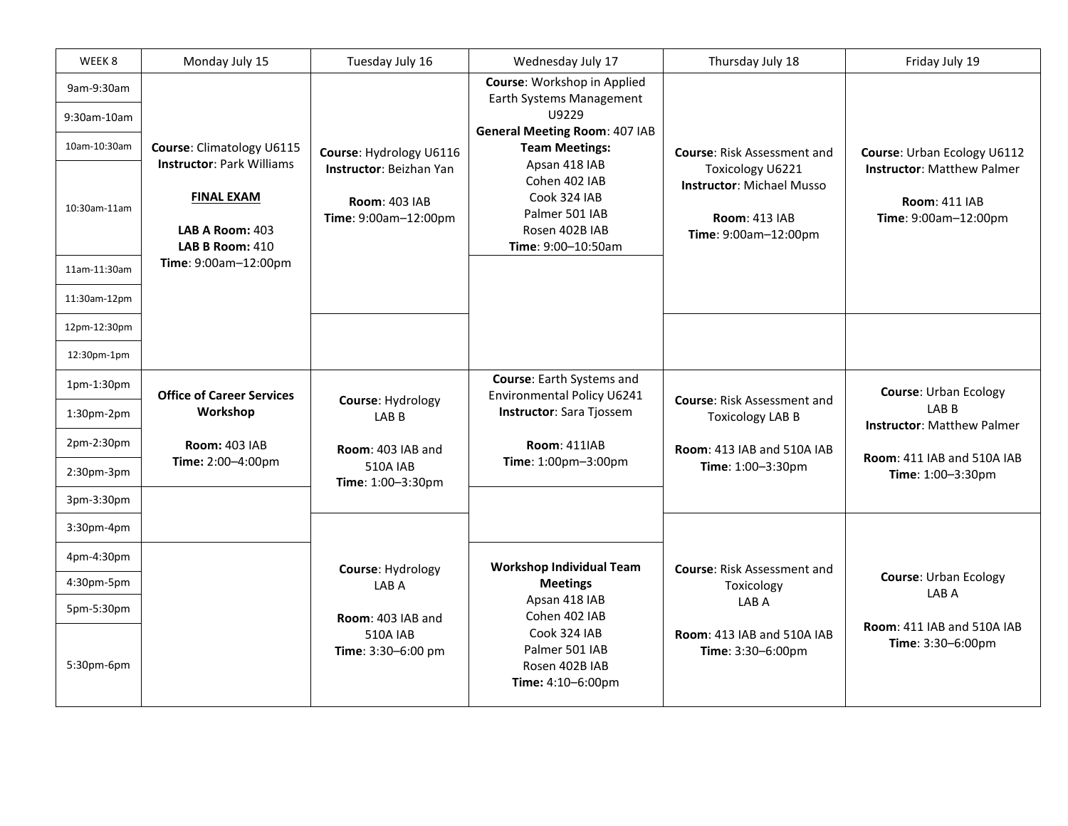| WEEK 8 | Monday July 15 | Tuesday July 16 | Wednesday July 17 | Thursday July 18 | Friday July 19 |
|---|---|---|---|---|---|
| 9am-9:30am<br>9:30am-10am<br>10am-10:30am<br>10:30am-11am<br>11am-11:30am<br>11:30am-12pm | **Course**: Climatology U6115<br>**Instructor**: Park Williams<br><br>**FINAL EXAM**<br><br>**LAB A Room:** 403<br>**LAB B Room:** 410<br>**Time**: 9:00am–12:00pm | **Course**: Hydrology U6116<br>**Instructor**: Beizhan Yan<br><br>**Room**: 403 IAB<br>**Time**: 9:00am–12:00pm | **Course**: Workshop in Applied Earth Systems Management U9229<br>**General Meeting Room**: 407 IAB<br>**Team Meetings:**<br>Apsan 418 IAB<br>Cohen 402 IAB<br>Cook 324 IAB<br>Palmer 501 IAB<br>Rosen 402B IAB<br>**Time**: 9:00–10:50am | **Course**: Risk Assessment and Toxicology U6221<br>**Instructor**: Michael Musso<br><br>**Room**: 413 IAB<br>**Time**: 9:00am–12:00pm | **Course**: Urban Ecology U6112<br>**Instructor**: Matthew Palmer<br><br>**Room**: 411 IAB<br>**Time**: 9:00am–12:00pm |
| 12pm-12:30pm<br>12:30pm-1pm | | | | | |
| 1pm-1:30pm<br>1:30pm-2pm<br>2pm-2:30pm<br>2:30pm-3pm | **Office of Career Services Workshop**<br><br>**Room:** 403 IAB<br>**Time:** 2:00–4:00pm | **Course**: Hydrology LAB B<br><br>**Room**: 403 IAB and 510A IAB<br>**Time**: 1:00–3:30pm | **Course**: Earth Systems and Environmental Policy U6241<br>**Instructor**: Sara Tjossem<br><br>**Room**: 411IAB<br>**Time**: 1:00pm–3:00pm | **Course**: Risk Assessment and Toxicology LAB B<br><br>**Room**: 413 IAB and 510A IAB<br>**Time**: 1:00–3:30pm | **Course**: Urban Ecology LAB B<br>**Instructor**: Matthew Palmer<br><br>**Room**: 411 IAB and 510A IAB<br>**Time**: 1:00–3:30pm |
| 3pm-3:30pm<br>3:30pm-4pm | | | | | |
| 4pm-4:30pm<br>4:30pm-5pm<br>5pm-5:30pm<br>5:30pm-6pm | | **Course**: Hydrology LAB A<br><br>**Room**: 403 IAB and 510A IAB<br>**Time**: 3:30–6:00 pm | **Workshop Individual Team Meetings**<br>Apsan 418 IAB<br>Cohen 402 IAB<br>Cook 324 IAB<br>Palmer 501 IAB<br>Rosen 402B IAB<br>**Time:** 4:10–6:00pm | **Course**: Risk Assessment and Toxicology LAB A<br><br>**Room**: 413 IAB and 510A IAB<br>**Time**: 3:30–6:00pm | **Course**: Urban Ecology LAB A<br><br>**Room**: 411 IAB and 510A IAB<br>**Time**: 3:30–6:00pm |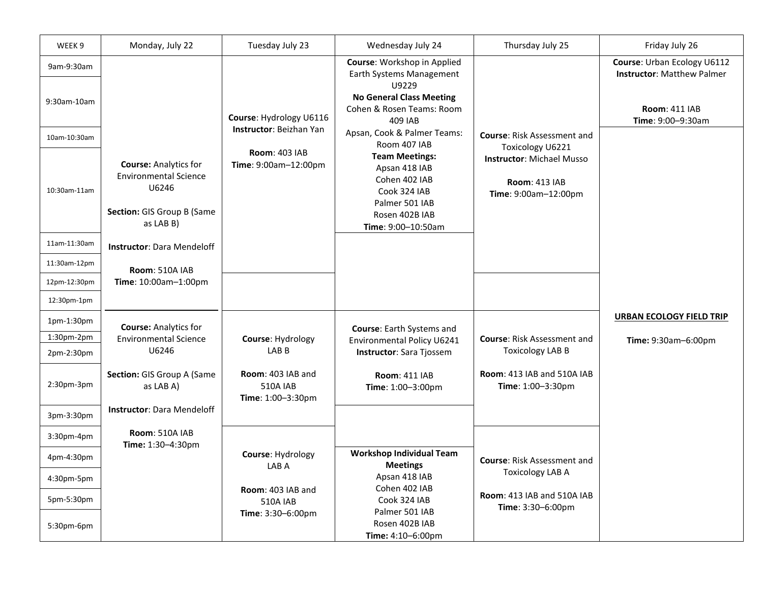| WEEK 9 | Monday, July 22 | Tuesday July 23 | Wednesday July 24 | Thursday July 25 | Friday July 26 |
|---|---|---|---|---|---|
| 9am-9:30am | **Course:** Analytics for Environmental Science U6246<br><br>**Section:** GIS Group B (Same as LAB B)<br><br>**Instructor**: Dara Mendeloff<br><br>**Room**: 510A IAB<br>**Time**: 10:00am–1:00pm | **Course**: Hydrology U6116<br>**Instructor**: Beizhan Yan<br><br>**Room**: 403 IAB<br>**Time**: 9:00am–12:00pm | **Course**: Workshop in Applied Earth Systems Management U9229<br>**No General Class Meeting**<br>Cohen & Rosen Teams: Room 409 IAB<br>Apsan, Cook & Palmer Teams: Room 407 IAB<br>**Team Meetings:**<br>Apsan 418 IAB<br>Cohen 402 IAB<br>Cook 324 IAB<br>Palmer 501 IAB<br>Rosen 402B IAB<br>**Time**: 9:00–10:50am | **Course**: Risk Assessment and Toxicology U6221<br>**Instructor**: Michael Musso<br><br>**Room**: 413 IAB<br>**Time**: 9:00am–12:00pm | **Course**: Urban Ecology U6112<br>**Instructor**: Matthew Palmer<br><br>**Room**: 411 IAB<br>**Time**: 9:00–9:30am |
| 9:30am-10am | | | | | **URBAN ECOLOGY FIELD TRIP**<br><br>**Time:** 9:30am–6:00pm |
| 10am-10:30am | | | | | |
| 10:30am-11am | | | | | |
| 11am-11:30am | | | | | |
| 11:30am-12pm | | | | | |
| 12pm-12:30pm | | | | | |
| 12:30pm-1pm | | | | | |
| 1pm-1:30pm | **Course:** Analytics for Environmental Science U6246<br><br>**Section:** GIS Group A (Same as LAB A)<br><br>**Instructor**: Dara Mendeloff<br><br>**Room**: 510A IAB<br>**Time:** 1:30–4:30pm | **Course**: Hydrology LAB B<br><br>**Room**: 403 IAB and 510A IAB<br>**Time**: 1:00–3:30pm | **Course**: Earth Systems and Environmental Policy U6241<br>**Instructor**: Sara Tjossem<br><br>**Room**: 411 IAB<br>**Time**: 1:00–3:00pm | **Course**: Risk Assessment and Toxicology LAB B<br><br>**Room**: 413 IAB and 510A IAB<br>**Time**: 1:00–3:30pm | |
| 1:30pm-2pm | | | | | |
| 2pm-2:30pm | | | | | |
| 2:30pm-3pm | | | | | |
| 3pm-3:30pm | | | | | |
| 3:30pm-4pm | | **Course**: Hydrology LAB A<br><br>**Room**: 403 IAB and 510A IAB<br>**Time**: 3:30–6:00pm | | **Course**: Risk Assessment and Toxicology LAB A<br><br>**Room**: 413 IAB and 510A IAB<br>**Time**: 3:30–6:00pm | |
| 4pm-4:30pm | | | **Workshop Individual Team Meetings**<br>Apsan 418 IAB<br>Cohen 402 IAB<br>Cook 324 IAB<br>Palmer 501 IAB<br>Rosen 402B IAB<br>**Time:** 4:10–6:00pm | | |
| 4:30pm-5pm | | | | | |
| 5pm-5:30pm | | | | | |
| 5:30pm-6pm | | | | | |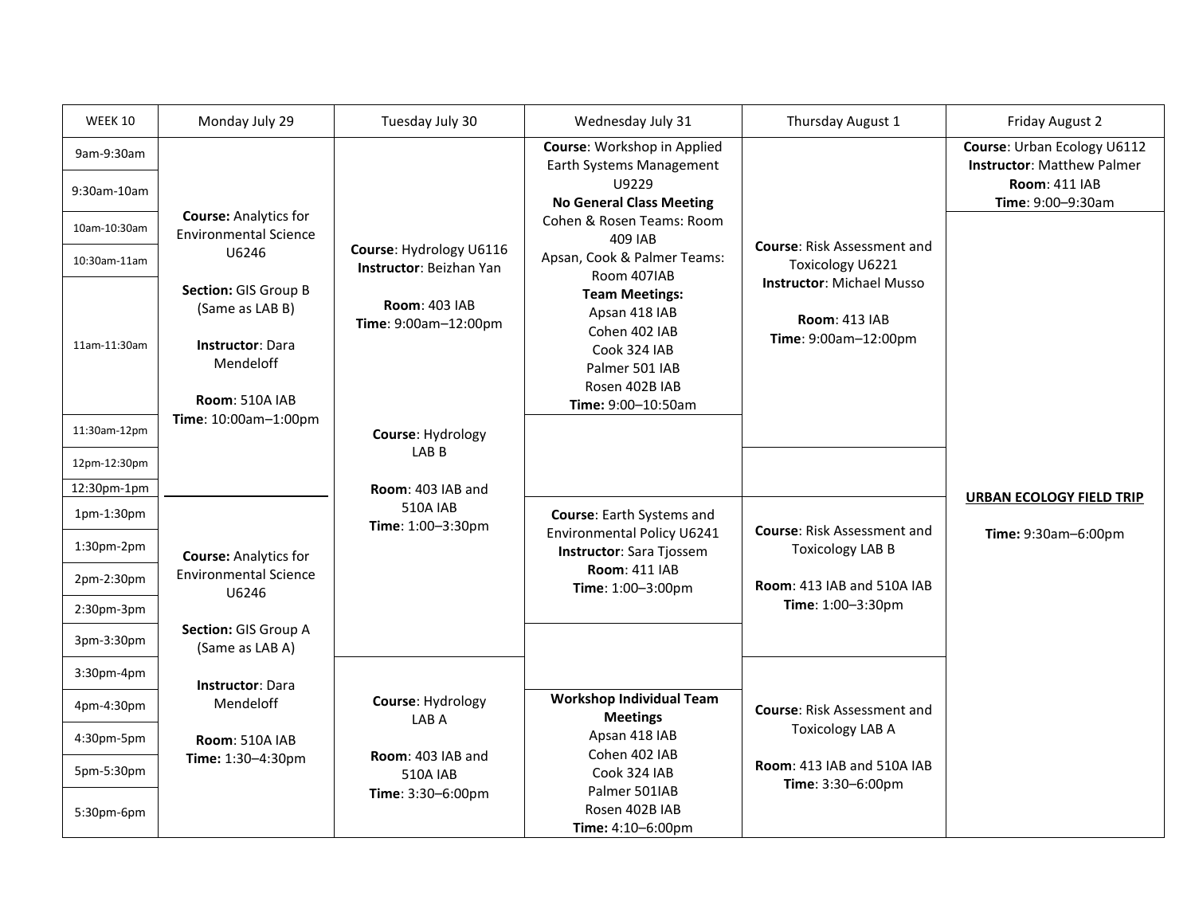| WEEK 10 | Monday July 29 | Tuesday July 30 | Wednesday July 31 | Thursday August 1 | Friday August 2 |
|---|---|---|---|---|---|
| 9am-9:30am | | **Course**: Hydrology U6116 **Instructor**: Beizhan Yan **Room**: 403 IAB **Time**: 9:00am–12:00pm | **Course**: Workshop in Applied Earth Systems Management U9229 **No General Class Meeting** Cohen & Rosen Teams: Room 409 IAB Apsan, Cook & Palmer Teams: Room 407IAB **Team Meetings:** Apsan 418 IAB Cohen 402 IAB Cook 324 IAB Palmer 501 IAB Rosen 402B IAB **Time:** 9:00–10:50am | **Course**: Risk Assessment and Toxicology U6221 **Instructor**: Michael Musso **Room**: 413 IAB **Time**: 9:00am–12:00pm | **Course**: Urban Ecology U6112 **Instructor**: Matthew Palmer **Room**: 411 IAB **Time**: 9:00–9:30am |
| 9:30am-10am | | | | | **URBAN ECOLOGY FIELD TRIP** **Time:** 9:30am–6:00pm |
| 10am-10:30am | **Course:** Analytics for Environmental Science U6246 **Section:** GIS Group B (Same as LAB B) **Instructor**: Dara Mendeloff **Room**: 510A IAB **Time**: 10:00am–1:00pm | | | | |
| 10:30am-11am | | | | | |
| 11am-11:30am | | | | | |
| 11:30am-12pm | | **Course**: Hydrology LAB B **Room**: 403 IAB and 510A IAB **Time**: 1:00–3:30pm | | | |
| 12pm-12:30pm | | | | | |
| 12:30pm-1pm | | | | | |
| 1pm-1:30pm | **Course:** Analytics for Environmental Science U6246 **Section:** GIS Group A (Same as LAB A) **Instructor**: Dara Mendeloff **Room**: 510A IAB **Time:** 1:30–4:30pm | | **Course**: Earth Systems and Environmental Policy U6241 **Instructor**: Sara Tjossem **Room**: 411 IAB **Time**: 1:00–3:00pm | **Course**: Risk Assessment and Toxicology LAB B **Room**: 413 IAB and 510A IAB **Time**: 1:00–3:30pm | |
| 1:30pm-2pm | | | | | |
| 2pm-2:30pm | | | | | |
| 2:30pm-3pm | | | | | |
| 3pm-3:30pm | | | | | |
| 3:30pm-4pm | | **Course**: Hydrology LAB A **Room**: 403 IAB and 510A IAB **Time**: 3:30–6:00pm | | **Course**: Risk Assessment and Toxicology LAB A **Room**: 413 IAB and 510A IAB **Time**: 3:30–6:00pm | |
| 4pm-4:30pm | | | **Workshop Individual Team Meetings** Apsan 418 IAB Cohen 402 IAB Cook 324 IAB Palmer 501IAB Rosen 402B IAB **Time:** 4:10–6:00pm | | |
| 4:30pm-5pm | | | | | |
| 5pm-5:30pm | | | | | |
| 5:30pm-6pm | | | | | |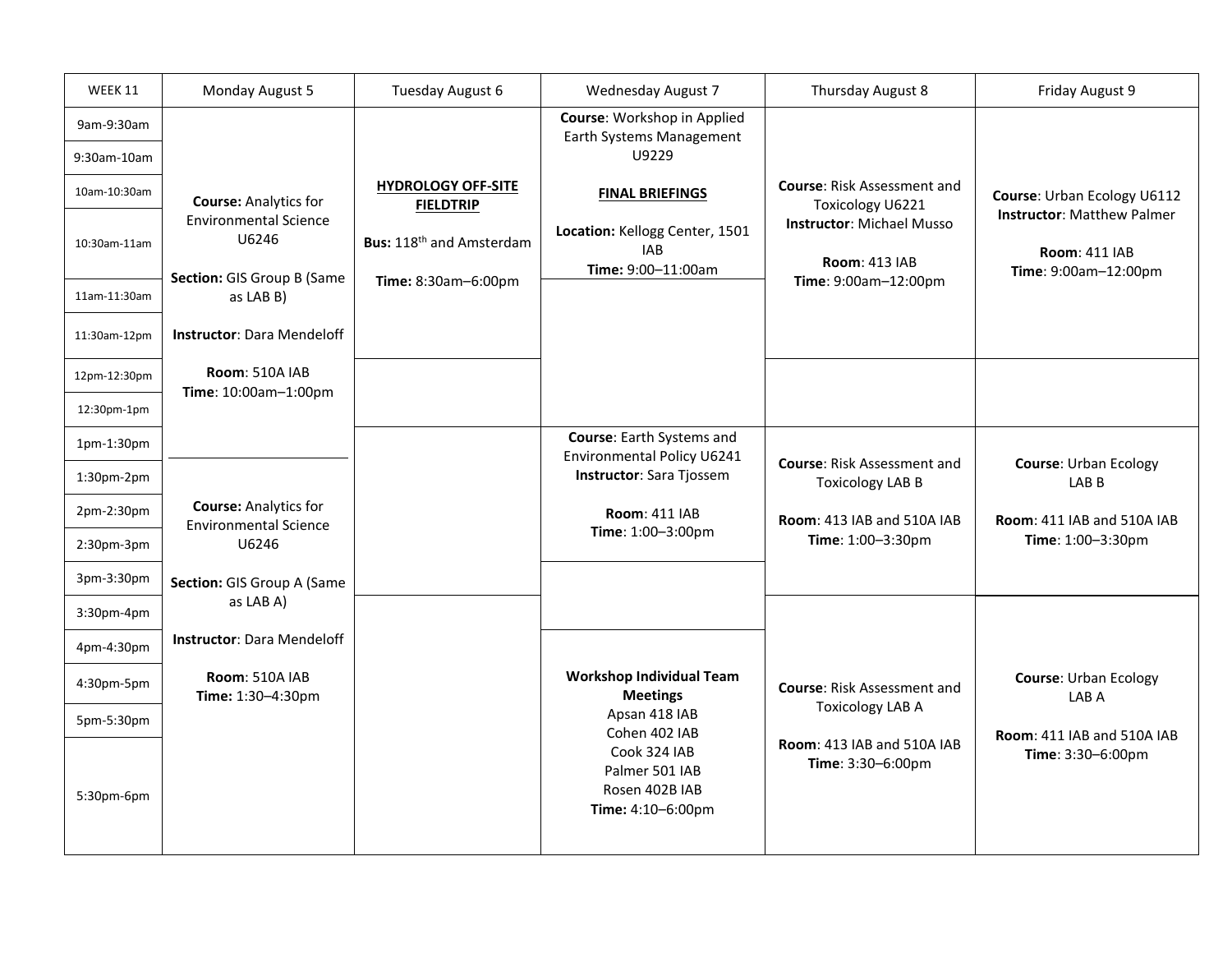| WEEK 11 | Monday August 5 | Tuesday August 6 | Wednesday August 7 | Thursday August 8 | Friday August 9 |
|---|---|---|---|---|---|
| 9am-9:30am | | | **Course**: Workshop in Applied Earth Systems Management U9229<br><br>**FINAL BRIEFINGS**<br><br>**Location:** Kellogg Center, 1501 IAB<br>**Time:** 9:00–11:00am | | |
| 9:30am-10am | | | | | |
| 10am-10:30am | **Course:** Analytics for Environmental Science U6246<br><br>**Section:** GIS Group B (Same as LAB B)<br><br>**Instructor**: Dara Mendeloff<br><br>**Room**: 510A IAB<br>**Time**: 10:00am–1:00pm | **HYDROLOGY OFF-SITE FIELDTRIP**<br><br>**Bus:** 118th and Amsterdam<br><br>**Time:** 8:30am–6:00pm | | **Course**: Risk Assessment and Toxicology U6221<br>**Instructor**: Michael Musso<br><br>**Room**: 413 IAB<br>**Time**: 9:00am–12:00pm | **Course**: Urban Ecology U6112<br>**Instructor**: Matthew Palmer<br><br>**Room**: 411 IAB<br>**Time**: 9:00am–12:00pm |
| 10:30am-11am | | | | | |
| 11am-11:30am | | | | | |
| 11:30am-12pm | | | | | |
| 12pm-12:30pm | | | | | |
| 12:30pm-1pm | | | | | |
| 1pm-1:30pm | | | **Course**: Earth Systems and Environmental Policy U6241<br>**Instructor**: Sara Tjossem<br><br>**Room**: 411 IAB<br>**Time**: 1:00–3:00pm | **Course**: Risk Assessment and Toxicology LAB B<br><br>**Room**: 413 IAB and 510A IAB<br>**Time**: 1:00–3:30pm | **Course**: Urban Ecology LAB B<br><br>**Room**: 411 IAB and 510A IAB<br>**Time**: 1:00–3:30pm |
| 1:30pm-2pm | **Course:** Analytics for Environmental Science U6246<br><br>**Section:** GIS Group A (Same as LAB A)<br><br>**Instructor**: Dara Mendeloff<br><br>**Room**: 510A IAB<br>**Time:** 1:30–4:30pm | | | | |
| 2pm-2:30pm | | | | | |
| 2:30pm-3pm | | | | | |
| 3pm-3:30pm | | | | | |
| 3:30pm-4pm | | | | **Course**: Risk Assessment and Toxicology LAB A<br><br>**Room**: 413 IAB and 510A IAB<br>**Time**: 3:30–6:00pm | **Course**: Urban Ecology LAB A<br><br>**Room**: 411 IAB and 510A IAB<br>**Time**: 3:30–6:00pm |
| 4pm-4:30pm | | | **Workshop Individual Team Meetings**<br>Apsan 418 IAB<br>Cohen 402 IAB<br>Cook 324 IAB<br>Palmer 501 IAB<br>Rosen 402B IAB<br>**Time:** 4:10–6:00pm | | |
| 4:30pm-5pm | | | | | |
| 5pm-5:30pm | | | | | |
| 5:30pm-6pm | | | | | |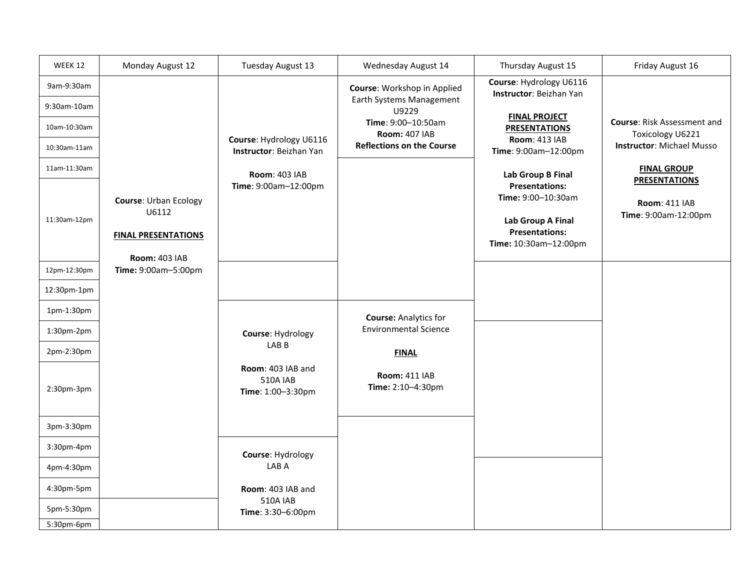| WEEK 12 | Monday August 12 | Tuesday August 13 | Wednesday August 14 | Thursday August 15 | Friday August 16 |
|---|---|---|---|---|---|
| 9am-9:30am | **Course**: Urban Ecology U6112<br><br>**FINAL PRESENTATIONS**<br><br>**Room:** 403 IAB<br>**Time:** 9:00am–5:00pm | **Course**: Hydrology U6116<br>**Instructor**: Beizhan Yan<br><br>**Room**: 403 IAB<br>**Time**: 9:00am–12:00pm | **Course**: Workshop in Applied Earth Systems Management U9229<br>**Time**: 9:00–10:50am<br>**Room:** 407 IAB<br>**Reflections on the Course** | **Course**: Hydrology U6116<br>**Instructor**: Beizhan Yan<br><br>**FINAL PROJECT PRESENTATIONS**<br>**Room**: 413 IAB<br>**Time**: 9:00am–12:00pm<br><br>**Lab Group B Final Presentations:**<br>**Time:** 9:00–10:30am<br><br>**Lab Group A Final Presentations:**<br>**Time:** 10:30am–12:00pm | **Course**: Risk Assessment and Toxicology U6221<br>**Instructor**: Michael Musso<br><br>**FINAL GROUP PRESENTATIONS**<br><br>**Room**: 411 IAB<br>**Time**: 9:00am-12:00pm |
| 9:30am-10am | | | | | |
| 10am-10:30am | | | | | |
| 10:30am-11am | | | | | |
| 11am-11:30am | | | | | |
| 11:30am-12pm | | | | | |
| 12pm-12:30pm | | | | | |
| 12:30pm-1pm | | | | | |
| 1pm-1:30pm | | **Course**: Hydrology LAB B<br><br>**Room**: 403 IAB and 510A IAB<br>**Time**: 1:00–3:30pm | **Course:** Analytics for Environmental Science<br><br>**FINAL**<br><br>**Room:** 411 IAB<br>**Time:** 2:10–4:30pm | | |
| 1:30pm-2pm | | | | | |
| 2pm-2:30pm | | | | | |
| 2:30pm-3pm | | | | | |
| 3pm-3:30pm | | | | | |
| 3:30pm-4pm | | **Course**: Hydrology LAB A<br><br>**Room**: 403 IAB and 510A IAB<br>**Time**: 3:30–6:00pm | | | |
| 4pm-4:30pm | | | | | |
| 4:30pm-5pm | | | | | |
| 5pm-5:30pm | | | | | |
| 5:30pm-6pm | | | | | |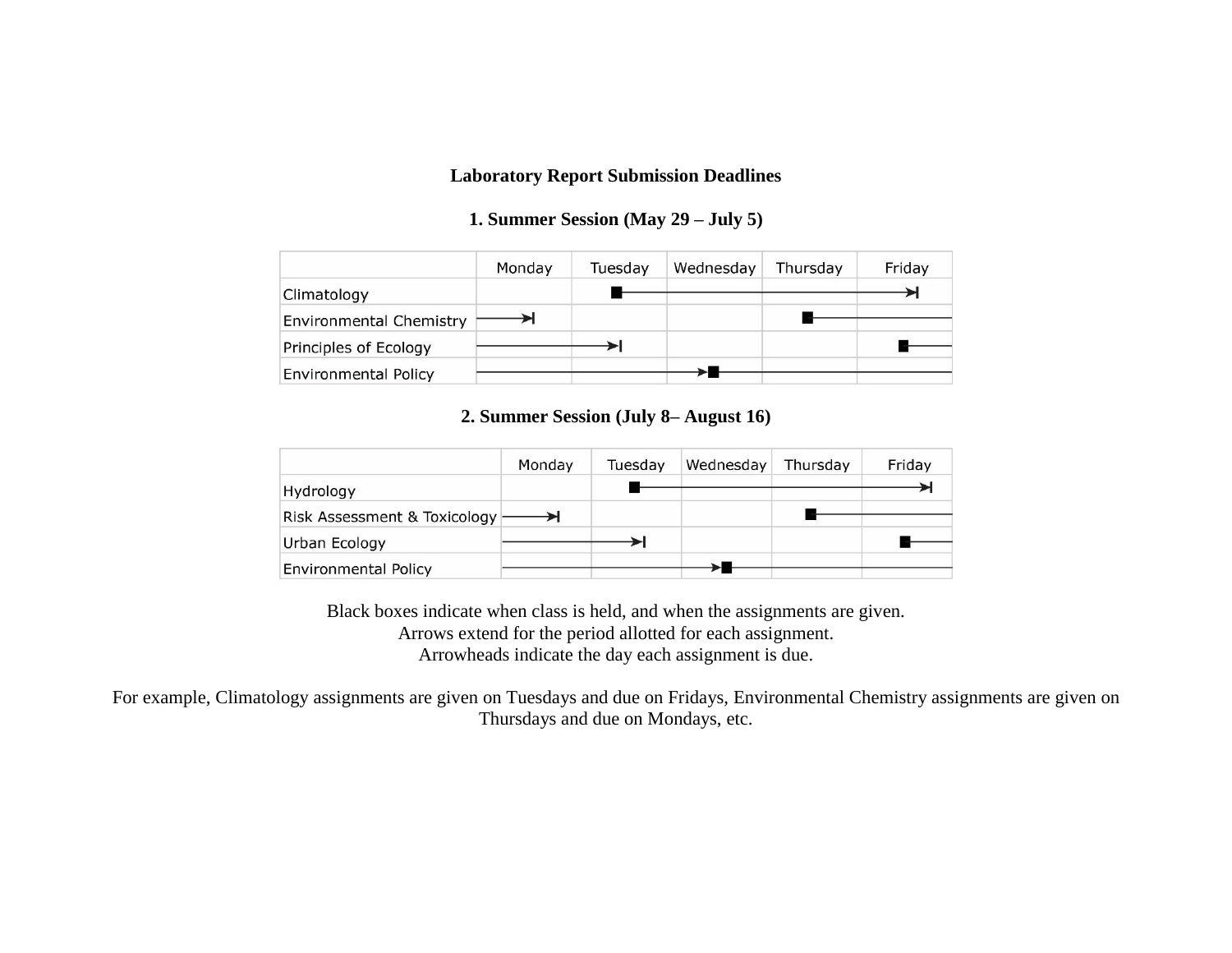**Laboratory Report Submission Deadlines**

**1. Summer Session (May 29 – July 5)**

| | Monday | Tuesday | Wednesday | Thursday | Friday |
|---|---|---|---|---|---|
| Climatology | | | | | |
| Environmental Chemistry | | | | | |
| Principles of Ecology | | | | | |
| Environmental Policy | | | | | |

**2. Summer Session (July 8– August 16)**

| | Monday | Tuesday | Wednesday | Thursday | Friday |
|---|---|---|---|---|---|
| Hydrology | | | | | |
| Risk Assessment & Toxicology | | | | | |
| Urban Ecology | | | | | |
| Environmental Policy | | | | | |

Black boxes indicate when class is held, and when the assignments are given.
Arrows extend for the period allotted for each assignment.
Arrowheads indicate the day each assignment is due.

For example, Climatology assignments are given on Tuesdays and due on Fridays, Environmental Chemistry assignments are given on Thursdays and due on Mondays, etc.